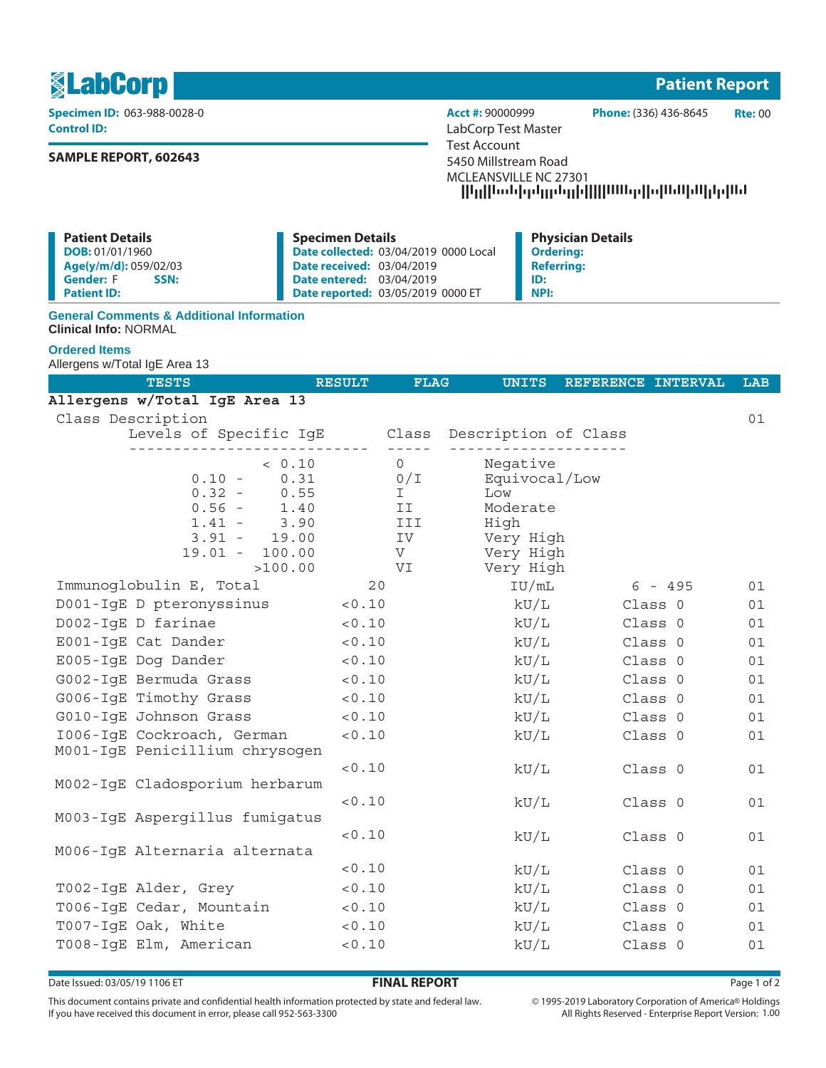# LabCorp — Patient Report

**Specimen ID:** 063-988-0028-0
**Control ID:**

**SAMPLE REPORT, 602643**

**Acct #:** 90000999 **Phone:** (336) 436-8645 **Rte:** 00
LabCorp Test Master
Test Account
5450 Millstream Road
MCLEANSVILLE NC 27301

**Patient Details**
**DOB:** 01/01/1960
**Age(y/m/d):** 059/02/03
**Gender:** F **SSN:**
**Patient ID:**

**Specimen Details**
**Date collected:** 03/04/2019 0000 Local
**Date received:** 03/04/2019
**Date entered:** 03/04/2019
**Date reported:** 03/05/2019 0000 ET

**Physician Details**
**Ordering:**
**Referring:**
**ID:**
**NPI:**

### General Comments & Additional Information

**Clinical Info:** NORMAL

### Ordered Items

Allergens w/Total IgE Area 13

| TESTS | RESULT | FLAG | UNITS | REFERENCE INTERVAL | LAB |
|---|---|---|---|---|---|
| **Allergens w/Total IgE Area 13** | | | | | |
| Class Description | | | | | 01 |

| Levels of Specific IgE | Class | Description of Class |
|---|---|---|
| < 0.10 | 0 | Negative |
| 0.10 - 0.31 | 0/I | Equivocal/Low |
| 0.32 - 0.55 | I | Low |
| 0.56 - 1.40 | II | Moderate |
| 1.41 - 3.90 | III | High |
| 3.91 - 19.00 | IV | Very High |
| 19.01 - 100.00 | V | Very High |
| >100.00 | VI | Very High |

| TESTS | RESULT | FLAG | UNITS | REFERENCE INTERVAL | LAB |
|---|---|---|---|---|---|
| Immunoglobulin E, Total | 20 | | IU/mL | 6 - 495 | 01 |
| D001-IgE D pteronyssinus | <0.10 | | kU/L | Class 0 | 01 |
| D002-IgE D farinae | <0.10 | | kU/L | Class 0 | 01 |
| E001-IgE Cat Dander | <0.10 | | kU/L | Class 0 | 01 |
| E005-IgE Dog Dander | <0.10 | | kU/L | Class 0 | 01 |
| G002-IgE Bermuda Grass | <0.10 | | kU/L | Class 0 | 01 |
| G006-IgE Timothy Grass | <0.10 | | kU/L | Class 0 | 01 |
| G010-IgE Johnson Grass | <0.10 | | kU/L | Class 0 | 01 |
| I006-IgE Cockroach, German | <0.10 | | kU/L | Class 0 | 01 |
| M001-IgE Penicillium chrysogen | <0.10 | | kU/L | Class 0 | 01 |
| M002-IgE Cladosporium herbarum | <0.10 | | kU/L | Class 0 | 01 |
| M003-IgE Aspergillus fumigatus | <0.10 | | kU/L | Class 0 | 01 |
| M006-IgE Alternaria alternata | <0.10 | | kU/L | Class 0 | 01 |
| T002-IgE Alder, Grey | <0.10 | | kU/L | Class 0 | 01 |
| T006-IgE Cedar, Mountain | <0.10 | | kU/L | Class 0 | 01 |
| T007-IgE Oak, White | <0.10 | | kU/L | Class 0 | 01 |
| T008-IgE Elm, American | <0.10 | | kU/L | Class 0 | 01 |

Date Issued: 03/05/19 1106 ET — **FINAL REPORT**

This document contains private and confidential health information protected by state and federal law.
If you have received this document in error, please call 952-563-3300

© 1995-2019 Laboratory Corporation of America® Holdings
All Rights Reserved - Enterprise Report Version: 1.00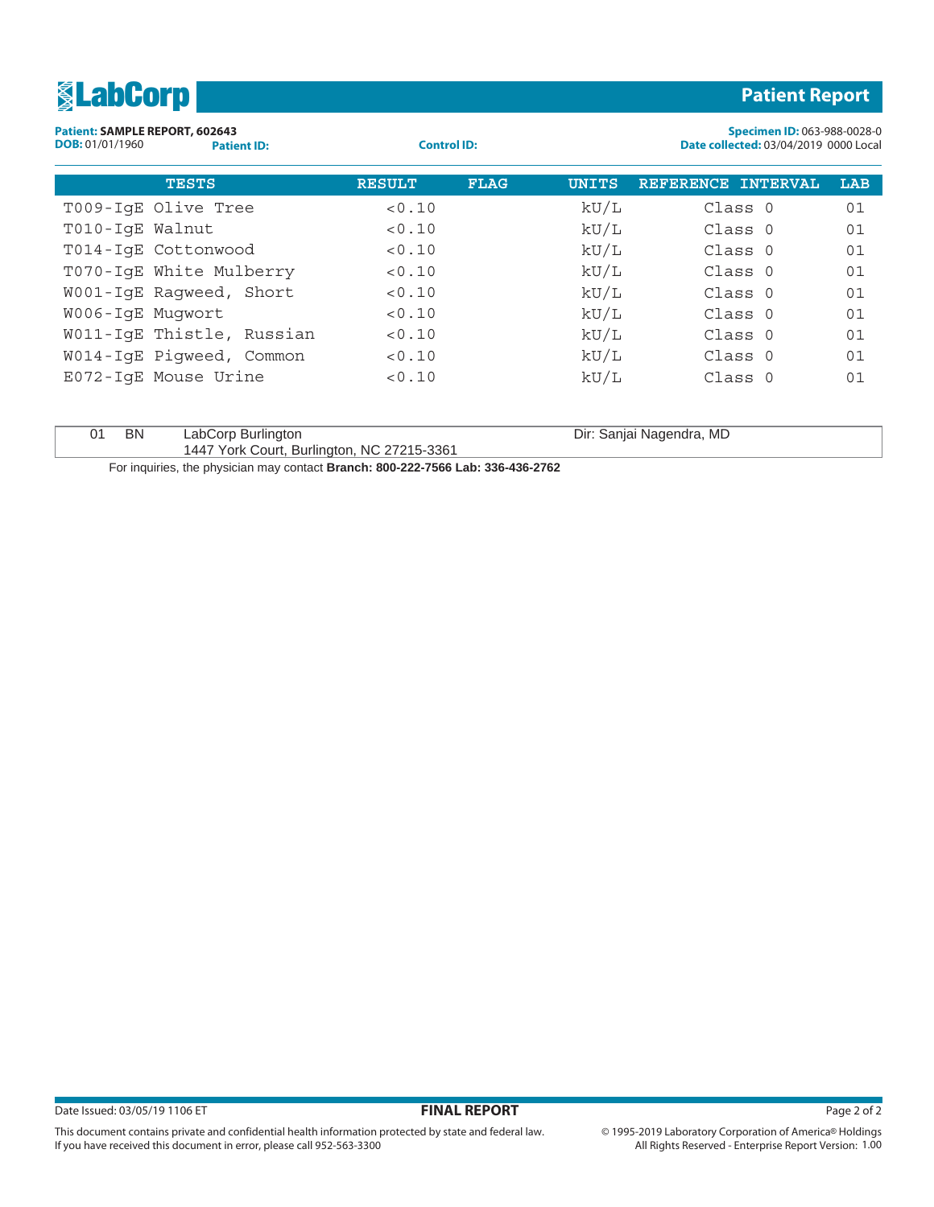**LabCorp** — **Patient Report**

**Patient:** SAMPLE REPORT, 602643
**DOB:** 01/01/1960 **Patient ID:** **Control ID:**

**Specimen ID:** 063-988-0028-0
**Date collected:** 03/04/2019 0000 Local

| TESTS | RESULT | FLAG | UNITS | REFERENCE INTERVAL | LAB |
|---|---|---|---|---|---|
| T009-IgE Olive Tree | <0.10 | | kU/L | Class 0 | 01 |
| T010-IgE Walnut | <0.10 | | kU/L | Class 0 | 01 |
| T014-IgE Cottonwood | <0.10 | | kU/L | Class 0 | 01 |
| T070-IgE White Mulberry | <0.10 | | kU/L | Class 0 | 01 |
| W001-IgE Ragweed, Short | <0.10 | | kU/L | Class 0 | 01 |
| W006-IgE Mugwort | <0.10 | | kU/L | Class 0 | 01 |
| W011-IgE Thistle, Russian | <0.10 | | kU/L | Class 0 | 01 |
| W014-IgE Pigweed, Common | <0.10 | | kU/L | Class 0 | 01 |
| E072-IgE Mouse Urine | <0.10 | | kU/L | Class 0 | 01 |

| | | | |
|---|---|---|---|
| 01 | BN | LabCorp Burlington<br>1447 York Court, Burlington, NC 27215-3361 | Dir: Sanjai Nagendra, MD |

For inquiries, the physician may contact **Branch: 800-222-7566 Lab: 336-436-2762**

Date Issued: 03/05/19 1106 ET **FINAL REPORT**

This document contains private and confidential health information protected by state and federal law.
If you have received this document in error, please call 952-563-3300

© 1995-2019 Laboratory Corporation of America® Holdings
All Rights Reserved - Enterprise Report Version: 1.00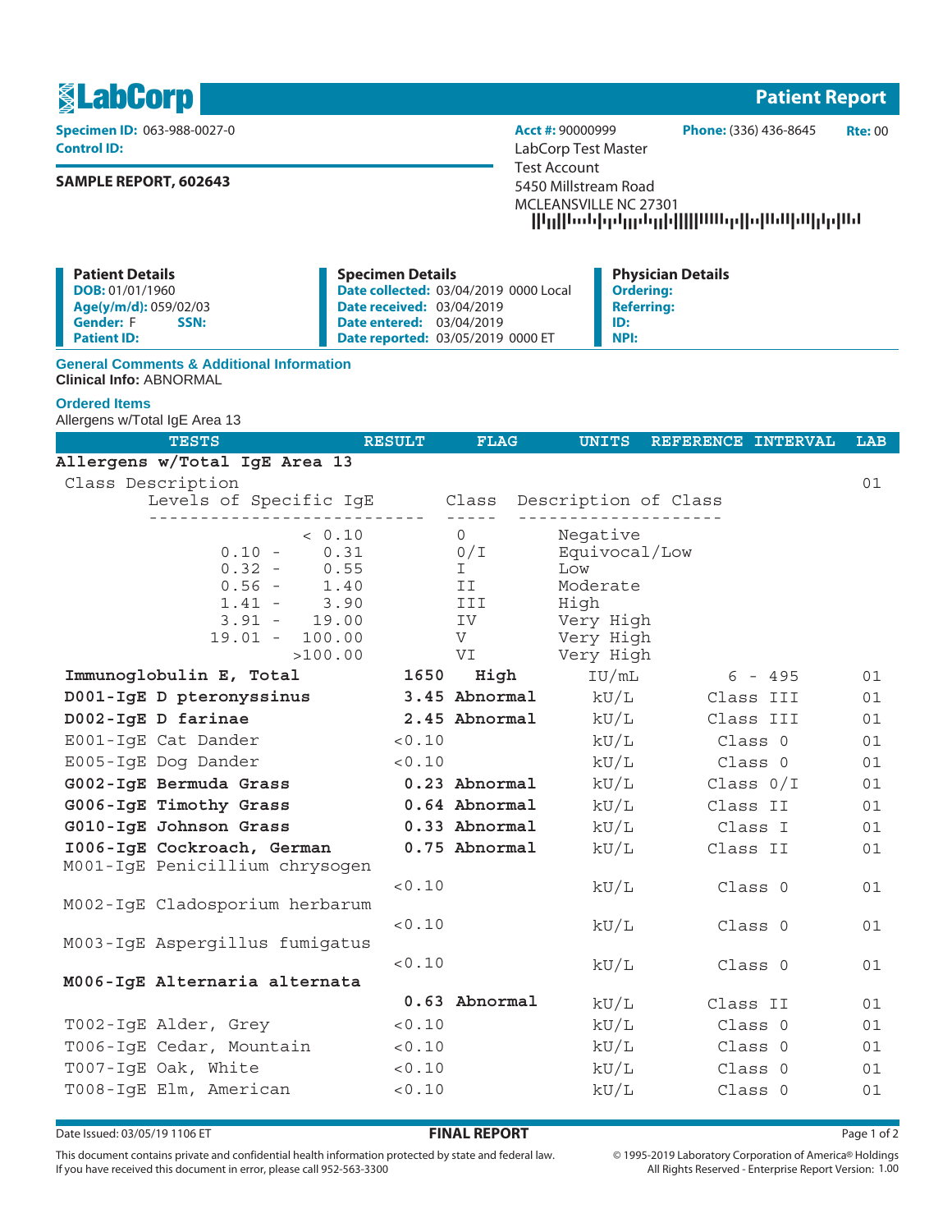# LabCorp Patient Report

**Specimen ID:** 063-988-0027-0
**Control ID:**

**SAMPLE REPORT, 602643**

**Acct #:** 90000999 **Phone:** (336) 436-8645 **Rte:** 00

LabCorp Test Master
Test Account
5450 Millstream Road
MCLEANSVILLE NC 27301

| Patient Details | Specimen Details | Physician Details |
|---|---|---|
| **DOB:** 01/01/1960 | **Date collected:** 03/04/2019 0000 Local | **Ordering:** |
| **Age(y/m/d):** 059/02/03 | **Date received:** 03/04/2019 | **Referring:** |
| **Gender:** F **SSN:** | **Date entered:** 03/04/2019 | **ID:** |
| **Patient ID:** | **Date reported:** 03/05/2019 0000 ET | **NPI:** |

**General Comments & Additional Information**

**Clinical Info:** ABNORMAL

**Ordered Items**

Allergens w/Total IgE Area 13

| TESTS | RESULT | FLAG | UNITS | REFERENCE INTERVAL | LAB |
|---|---|---|---|---|---|
| **Allergens w/Total IgE Area 13** | | | | | |
| Class Description | | | | | 01 |

| Levels of Specific IgE | Class | Description of Class |
|---|---|---|
| < 0.10 | 0 | Negative |
| 0.10 - 0.31 | 0/I | Equivocal/Low |
| 0.32 - 0.55 | I | Low |
| 0.56 - 1.40 | II | Moderate |
| 1.41 - 3.90 | III | High |
| 3.91 - 19.00 | IV | Very High |
| 19.01 - 100.00 | V | Very High |
| >100.00 | VI | Very High |

| TESTS | RESULT | FLAG | UNITS | REFERENCE INTERVAL | LAB |
|---|---|---|---|---|---|
| **Immunoglobulin E, Total** | **1650** | **High** | IU/mL | 6 - 495 | 01 |
| **D001-IgE D pteronyssinus** | **3.45** | **Abnormal** | kU/L | Class III | 01 |
| **D002-IgE D farinae** | **2.45** | **Abnormal** | kU/L | Class III | 01 |
| E001-IgE Cat Dander | <0.10 | | kU/L | Class 0 | 01 |
| E005-IgE Dog Dander | <0.10 | | kU/L | Class 0 | 01 |
| **G002-IgE Bermuda Grass** | **0.23** | **Abnormal** | kU/L | Class 0/I | 01 |
| **G006-IgE Timothy Grass** | **0.64** | **Abnormal** | kU/L | Class II | 01 |
| **G010-IgE Johnson Grass** | **0.33** | **Abnormal** | kU/L | Class I | 01 |
| **I006-IgE Cockroach, German** | **0.75** | **Abnormal** | kU/L | Class II | 01 |
| M001-IgE Penicillium chrysogen | <0.10 | | kU/L | Class 0 | 01 |
| M002-IgE Cladosporium herbarum | <0.10 | | kU/L | Class 0 | 01 |
| M003-IgE Aspergillus fumigatus | <0.10 | | kU/L | Class 0 | 01 |
| **M006-IgE Alternaria alternata** | **0.63** | **Abnormal** | kU/L | Class II | 01 |
| T002-IgE Alder, Grey | <0.10 | | kU/L | Class 0 | 01 |
| T006-IgE Cedar, Mountain | <0.10 | | kU/L | Class 0 | 01 |
| T007-IgE Oak, White | <0.10 | | kU/L | Class 0 | 01 |
| T008-IgE Elm, American | <0.10 | | kU/L | Class 0 | 01 |

Date Issued: 03/05/19 1106 ET

**FINAL REPORT**

This document contains private and confidential health information protected by state and federal law.
If you have received this document in error, please call 952-563-3300

© 1995-2019 Laboratory Corporation of America® Holdings
All Rights Reserved - Enterprise Report Version: 1.00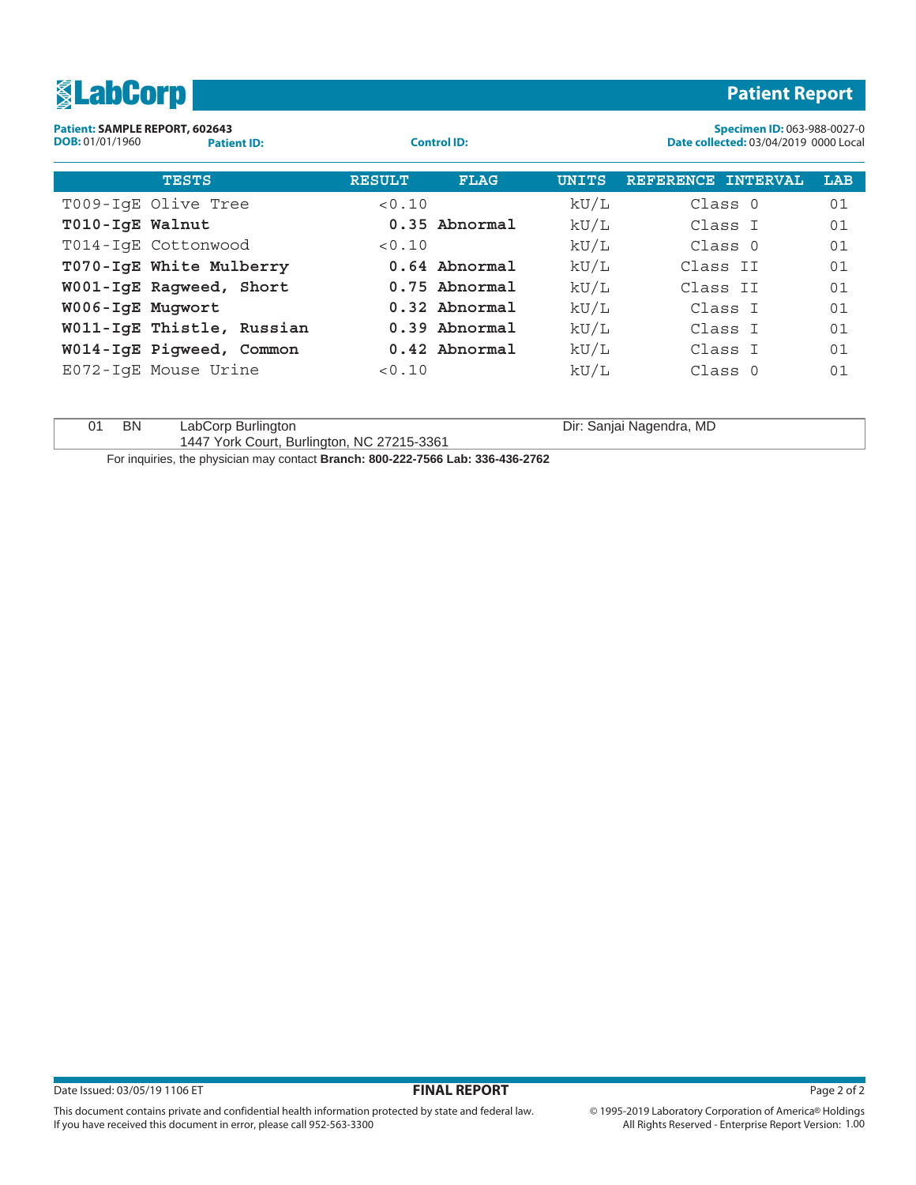**LabCorp** **Patient Report**

**Patient:** SAMPLE REPORT, 602643
**DOB:** 01/01/1960 **Patient ID:** **Control ID:**

**Specimen ID:** 063-988-0027-0
**Date collected:** 03/04/2019 0000 Local

| TESTS | RESULT | FLAG | UNITS | REFERENCE INTERVAL | LAB |
|---|---|---|---|---|---|
| T009-IgE Olive Tree | <0.10 | | kU/L | Class 0 | 01 |
| **T010-IgE Walnut** | **0.35** | **Abnormal** | kU/L | Class I | 01 |
| T014-IgE Cottonwood | <0.10 | | kU/L | Class 0 | 01 |
| **T070-IgE White Mulberry** | **0.64** | **Abnormal** | kU/L | Class II | 01 |
| **W001-IgE Ragweed, Short** | **0.75** | **Abnormal** | kU/L | Class II | 01 |
| **W006-IgE Mugwort** | **0.32** | **Abnormal** | kU/L | Class I | 01 |
| **W011-IgE Thistle, Russian** | **0.39** | **Abnormal** | kU/L | Class I | 01 |
| **W014-IgE Pigweed, Common** | **0.42** | **Abnormal** | kU/L | Class I | 01 |
| E072-IgE Mouse Urine | <0.10 | | kU/L | Class 0 | 01 |

| | | | |
|---|---|---|---|
| 01 | BN | LabCorp Burlington<br>1447 York Court, Burlington, NC 27215-3361 | Dir: Sanjai Nagendra, MD |

For inquiries, the physician may contact **Branch: 800-222-7566 Lab: 336-436-2762**

Date Issued: 03/05/19 1106 ET **FINAL REPORT**

This document contains private and confidential health information protected by state and federal law.
If you have received this document in error, please call 952-563-3300

© 1995-2019 Laboratory Corporation of America® Holdings
All Rights Reserved - Enterprise Report Version: 1.00